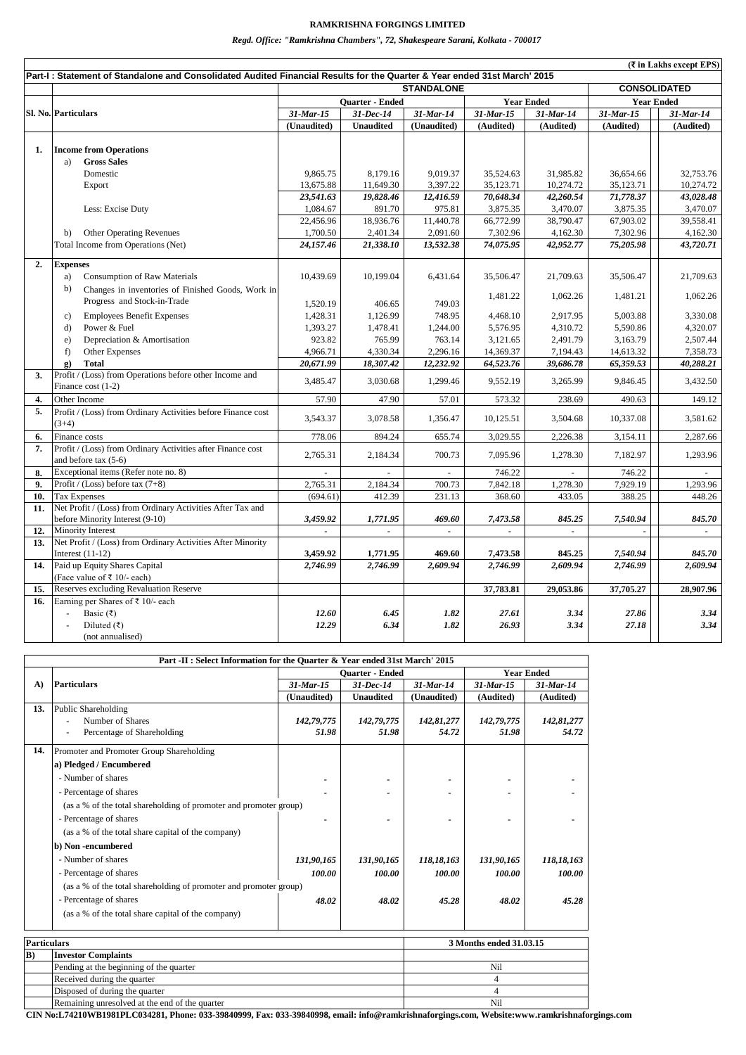**RAMKRISHNA FORGINGS LIMITED**

*Regd. Office: "Ramkrishna Chambers", 72, Shakespeare Sarani, Kolkata - 700017*

(₹ in Lakhs except EPS)

**Part-I : Statement of Standalone and Consolidated Audited Financial Results for the Quarter & Year ended 31st March' 2015**

| Sl. No. | Particulars | STANDALONE | | | | | CONSOLIDATED | |
|---|---|---|---|---|---|---|---|---|
| | | Quarter - Ended | | | Year Ended | | Year Ended | |
| | | 31-Mar-15 | 31-Dec-14 | 31-Mar-14 | 31-Mar-15 | 31-Mar-14 | 31-Mar-15 | 31-Mar-14 |
| | | (Unaudited) | Unaudited | (Unaudited) | (Audited) | (Audited) | (Audited) | (Audited) |
| **1.** | **Income from Operations** | | | | | | | |
| | a) **Gross Sales** | | | | | | | |
| | Domestic | 9,865.75 | 8,179.16 | 9,019.37 | 35,524.63 | 31,985.82 | 36,654.66 | 32,753.76 |
| | Export | 13,675.88 | 11,649.30 | 3,397.22 | 35,123.71 | 10,274.72 | 35,123.71 | 10,274.72 |
| | | *23,541.63* | *19,828.46* | *12,416.59* | *70,648.34* | *42,260.54* | *71,778.37* | *43,028.48* |
| | Less: Excise Duty | 1,084.67 | 891.70 | 975.81 | 3,875.35 | 3,470.07 | 3,875.35 | 3,470.07 |
| | | 22,456.96 | 18,936.76 | 11,440.78 | 66,772.99 | 38,790.47 | 67,903.02 | 39,558.41 |
| | b) Other Operating Revenues | 1,700.50 | 2,401.34 | 2,091.60 | 7,302.96 | 4,162.30 | 7,302.96 | 4,162.30 |
| | Total Income from Operations (Net) | *24,157.46* | *21,338.10* | *13,532.38* | *74,075.95* | *42,952.77* | *75,205.98* | *43,720.71* |
| **2.** | **Expenses** | | | | | | | |
| | a) Consumption of Raw Materials | 10,439.69 | 10,199.04 | 6,431.64 | 35,506.47 | 21,709.63 | 35,506.47 | 21,709.63 |
| | b) Changes in inventories of Finished Goods, Work in Progress and Stock-in-Trade | 1,520.19 | 406.65 | 749.03 | 1,481.22 | 1,062.26 | 1,481.21 | 1,062.26 |
| | c) Employees Benefit Expenses | 1,428.31 | 1,126.99 | 748.95 | 4,468.10 | 2,917.95 | 5,003.88 | 3,330.08 |
| | d) Power & Fuel | 1,393.27 | 1,478.41 | 1,244.00 | 5,576.95 | 4,310.72 | 5,590.86 | 4,320.07 |
| | e) Depreciation & Amortisation | 923.82 | 765.99 | 763.14 | 3,121.65 | 2,491.79 | 3,163.79 | 2,507.44 |
| | f) Other Expenses | 4,966.71 | 4,330.34 | 2,296.16 | 14,369.37 | 7,194.43 | 14,613.32 | 7,358.73 |
| | g) **Total** | *20,671.99* | *18,307.42* | *12,232.92* | *64,523.76* | *39,686.78* | *65,359.53* | *40,288.21* |
| **3.** | Profit / (Loss) from Operations before other Income and Finance cost (1-2) | 3,485.47 | 3,030.68 | 1,299.46 | 9,552.19 | 3,265.99 | 9,846.45 | 3,432.50 |
| **4.** | Other Income | 57.90 | 47.90 | 57.01 | 573.32 | 238.69 | 490.63 | 149.12 |
| **5.** | Profit / (Loss) from Ordinary Activities before Finance cost (3+4) | 3,543.37 | 3,078.58 | 1,356.47 | 10,125.51 | 3,504.68 | 10,337.08 | 3,581.62 |
| **6.** | Finance costs | 778.06 | 894.24 | 655.74 | 3,029.55 | 2,226.38 | 3,154.11 | 2,287.66 |
| **7.** | Profit / (Loss) from Ordinary Activities after Finance cost and before tax (5-6) | 2,765.31 | 2,184.34 | 700.73 | 7,095.96 | 1,278.30 | 7,182.97 | 1,293.96 |
| **8.** | Exceptional items (Refer note no. 8) | - | - | - | 746.22 | - | 746.22 | - |
| **9.** | Profit / (Loss) before tax (7+8) | 2,765.31 | 2,184.34 | 700.73 | 7,842.18 | 1,278.30 | 7,929.19 | 1,293.96 |
| **10.** | Tax Expenses | (694.61) | 412.39 | 231.13 | 368.60 | 433.05 | 388.25 | 448.26 |
| **11.** | Net Profit / (Loss) from Ordinary Activities After Tax and before Minority Interest (9-10) | *3,459.92* | *1,771.95* | *469.60* | *7,473.58* | *845.25* | *7,540.94* | *845.70* |
| **12.** | Minority Interest | - | - | - | - | - | - | - |
| **13.** | Net Profit / (Loss) from Ordinary Activities After Minority Interest (11-12) | **3,459.92** | **1,771.95** | **469.60** | **7,473.58** | **845.25** | *7,540.94* | *845.70* |
| **14.** | Paid up Equity Shares Capital (Face value of ₹ 10/- each) | *2,746.99* | *2,746.99* | *2,609.94* | *2,746.99* | *2,609.94* | *2,746.99* | *2,609.94* |
| **15.** | Reserves excluding Revaluation Reserve | | | | **37,783.81** | **29,053.86** | **37,705.27** | **28,907.96** |
| **16.** | Earning per Shares of ₹ 10/- each | | | | | | | |
| | - Basic (₹) | *12.60* | *6.45* | *1.82* | *27.61* | *3.34* | *27.86* | *3.34* |
| | - Diluted (₹) | *12.29* | *6.34* | *1.82* | *26.93* | *3.34* | *27.18* | *3.34* |
| | (not annualised) | | | | | | | |

**Part -II : Select Information for the Quarter & Year ended 31st March' 2015**

| A) | Particulars | Quarter - Ended | | | Year Ended | |
|---|---|---|---|---|---|---|
| | | 31-Mar-15 | 31-Dec-14 | 31-Mar-14 | 31-Mar-15 | 31-Mar-14 |
| | | (Unaudited) | Unaudited | (Unaudited) | (Audited) | (Audited) |
| **13.** | Public Shareholding | | | | | |
| | - Number of Shares | *142,79,775* | *142,79,775* | *142,81,277* | *142,79,775* | *142,81,277* |
| | - Percentage of Shareholding | *51.98* | *51.98* | *54.72* | *51.98* | *54.72* |
| **14.** | Promoter and Promoter Group Shareholding | | | | | |
| | **a) Pledged / Encumbered** | | | | | |
| | - Number of shares | - | - | - | - | - |
| | - Percentage of shares (as a % of the total shareholding of promoter and promoter group) | - | - | - | - | - |
| | - Percentage of shares (as a % of the total share capital of the company) | - | - | - | - | - |
| | **b) Non -encumbered** | | | | | |
| | - Number of shares | *131,90,165* | *131,90,165* | *118,18,163* | *131,90,165* | *118,18,163* |
| | - Percentage of shares (as a % of the total shareholding of promoter and promoter group) | *100.00* | *100.00* | *100.00* | *100.00* | *100.00* |
| | - Percentage of shares (as a % of the total share capital of the company) | *48.02* | *48.02* | *45.28* | *48.02* | *45.28* |

| Particulars | | 3 Months ended 31.03.15 |
|---|---|---|
| **B)** | **Investor Complaints** | |
| | Pending at the beginning of the quarter | Nil |
| | Received during the quarter | 4 |
| | Disposed of during the quarter | 4 |
| | Remaining unresolved at the end of the quarter | Nil |

**CIN No:L74210WB1981PLC034281, Phone: 033-39840999, Fax: 033-39840998, email: info@ramkrishnaforgings.com, Website:www.ramkrishnaforgings.com**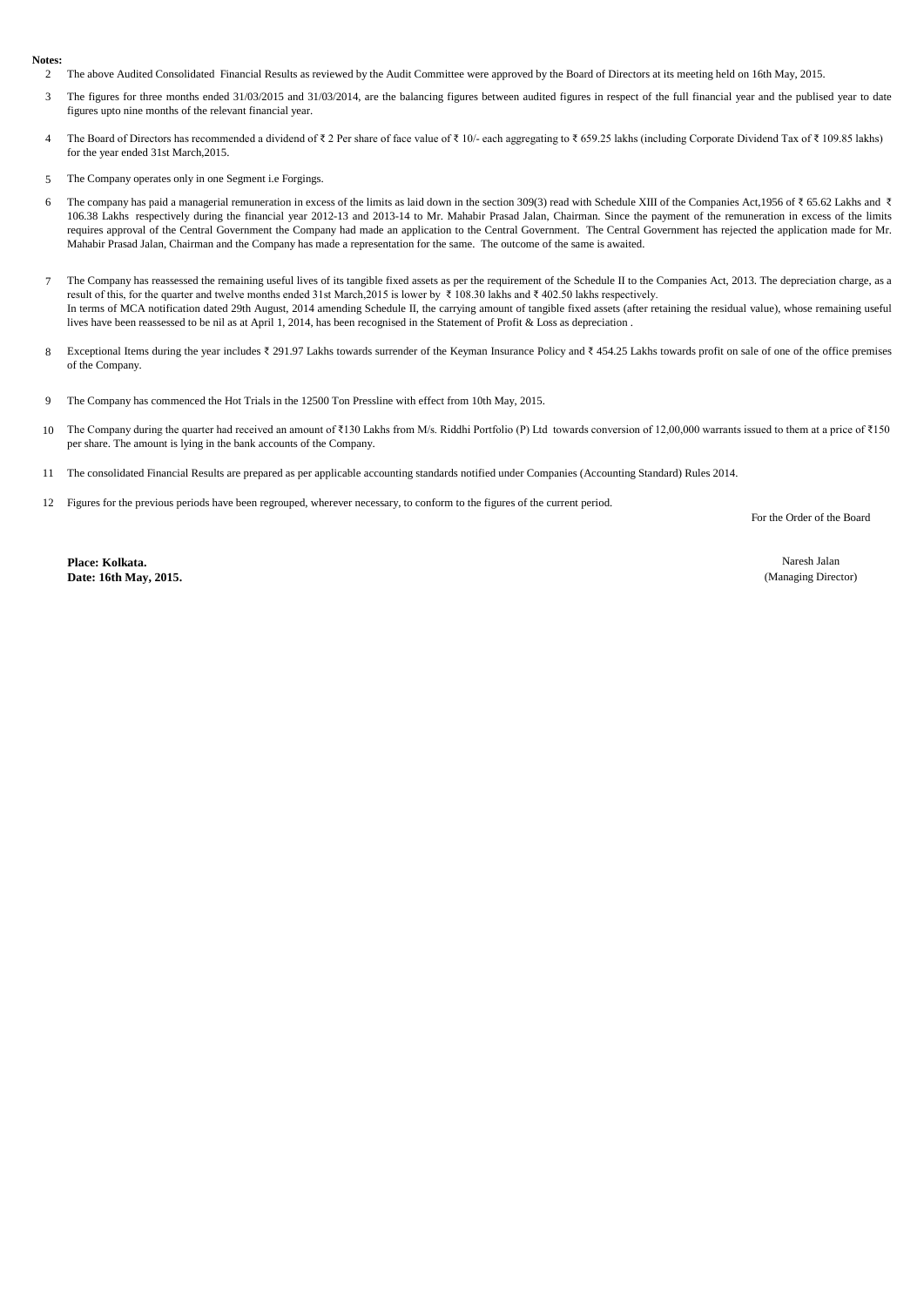**Notes:**

2. The above Audited Consolidated Financial Results as reviewed by the Audit Committee were approved by the Board of Directors at its meeting held on 16th May, 2015.

3. The figures for three months ended 31/03/2015 and 31/03/2014, are the balancing figures between audited figures in respect of the full financial year and the publised year to date figures upto nine months of the relevant financial year.

4. The Board of Directors has recommended a dividend of ₹ 2 Per share of face value of ₹ 10/- each aggregating to ₹ 659.25 lakhs (including Corporate Dividend Tax of ₹ 109.85 lakhs) for the year ended 31st March,2015.

5. The Company operates only in one Segment i.e Forgings.

6. The company has paid a managerial remuneration in excess of the limits as laid down in the section 309(3) read with Schedule XIII of the Companies Act,1956 of ₹ 65.62 Lakhs and ₹ 106.38 Lakhs respectively during the financial year 2012-13 and 2013-14 to Mr. Mahabir Prasad Jalan, Chairman. Since the payment of the remuneration in excess of the limits requires approval of the Central Government the Company had made an application to the Central Government. The Central Government has rejected the application made for Mr. Mahabir Prasad Jalan, Chairman and the Company has made a representation for the same. The outcome of the same is awaited.

7. The Company has reassessed the remaining useful lives of its tangible fixed assets as per the requirement of the Schedule II to the Companies Act, 2013. The depreciation charge, as a result of this, for the quarter and twelve months ended 31st March,2015 is lower by ₹ 108.30 lakhs and ₹ 402.50 lakhs respectively.
   In terms of MCA notification dated 29th August, 2014 amending Schedule II, the carrying amount of tangible fixed assets (after retaining the residual value), whose remaining useful lives have been reassessed to be nil as at April 1, 2014, has been recognised in the Statement of Profit & Loss as depreciation .

8. Exceptional Items during the year includes ₹ 291.97 Lakhs towards surrender of the Keyman Insurance Policy and ₹ 454.25 Lakhs towards profit on sale of one of the office premises of the Company.

9. The Company has commenced the Hot Trials in the 12500 Ton Pressline with effect from 10th May, 2015.

10. The Company during the quarter had received an amount of ₹130 Lakhs from M/s. Riddhi Portfolio (P) Ltd towards conversion of 12,00,000 warrants issued to them at a price of ₹150 per share. The amount is lying in the bank accounts of the Company.

11. The consolidated Financial Results are prepared as per applicable accounting standards notified under Companies (Accounting Standard) Rules 2014.

12. Figures for the previous periods have been regrouped, wherever necessary, to conform to the figures of the current period.

For the Order of the Board

**Place: Kolkata.**
**Date: 16th May, 2015.**

Naresh Jalan
(Managing Director)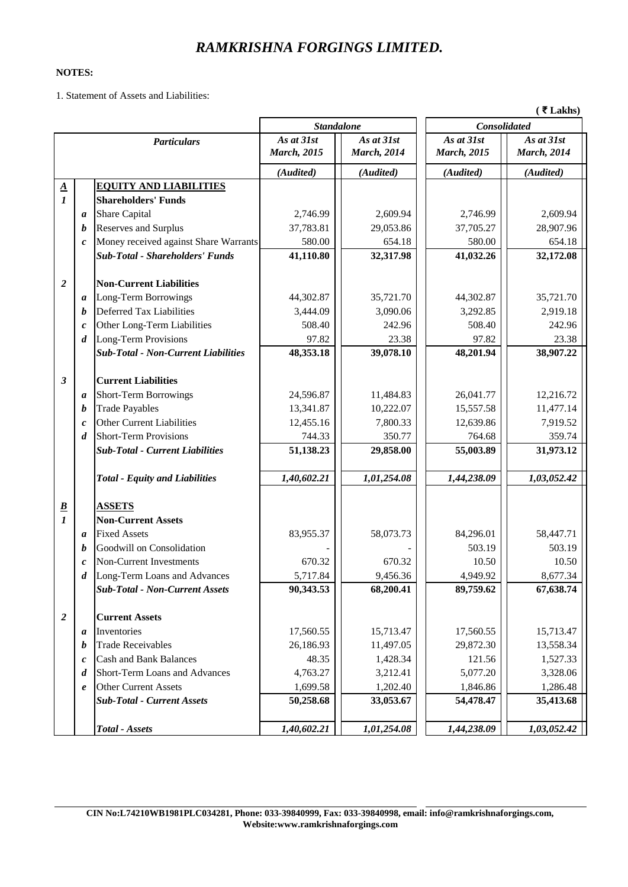# RAMKRISHNA FORGINGS LIMITED.

**NOTES:**

1. Statement of Assets and Liabilities:

**( ₹ Lakhs)**

| | | Particulars | Standalone | | Consolidated | |
|---|---|---|---|---|---|---|
| | | | As at 31st March, 2015 | As at 31st March, 2014 | As at 31st March, 2015 | As at 31st March, 2014 |
| | | | (Audited) | (Audited) | (Audited) | (Audited) |
| **A** | | **EQUITY AND LIABILITIES** | | | | |
| **1** | | **Shareholders' Funds** | | | | |
| | a | Share Capital | 2,746.99 | 2,609.94 | 2,746.99 | 2,609.94 |
| | b | Reserves and Surplus | 37,783.81 | 29,053.86 | 37,705.27 | 28,907.96 |
| | c | Money received against Share Warrants | 580.00 | 654.18 | 580.00 | 654.18 |
| | | ***Sub-Total - Shareholders' Funds*** | **41,110.80** | **32,317.98** | **41,032.26** | **32,172.08** |
| **2** | | **Non-Current Liabilities** | | | | |
| | a | Long-Term Borrowings | 44,302.87 | 35,721.70 | 44,302.87 | 35,721.70 |
| | b | Deferred Tax Liabilities | 3,444.09 | 3,090.06 | 3,292.85 | 2,919.18 |
| | c | Other Long-Term Liabilities | 508.40 | 242.96 | 508.40 | 242.96 |
| | d | Long-Term Provisions | 97.82 | 23.38 | 97.82 | 23.38 |
| | | ***Sub-Total - Non-Current Liabilities*** | **48,353.18** | **39,078.10** | **48,201.94** | **38,907.22** |
| **3** | | **Current Liabilities** | | | | |
| | a | Short-Term Borrowings | 24,596.87 | 11,484.83 | 26,041.77 | 12,216.72 |
| | b | Trade Payables | 13,341.87 | 10,222.07 | 15,557.58 | 11,477.14 |
| | c | Other Current Liabilities | 12,455.16 | 7,800.33 | 12,639.86 | 7,919.52 |
| | d | Short-Term Provisions | 744.33 | 350.77 | 764.68 | 359.74 |
| | | ***Sub-Total - Current Liabilities*** | **51,138.23** | **29,858.00** | **55,003.89** | **31,973.12** |
| | | ***Total - Equity and Liabilities*** | ***1,40,602.21*** | ***1,01,254.08*** | ***1,44,238.09*** | ***1,03,052.42*** |
| **B** | | **ASSETS** | | | | |
| **1** | | **Non-Current Assets** | | | | |
| | a | Fixed Assets | 83,955.37 | 58,073.73 | 84,296.01 | 58,447.71 |
| | b | Goodwill on Consolidation | - | - | 503.19 | 503.19 |
| | c | Non-Current Investments | 670.32 | 670.32 | 10.50 | 10.50 |
| | d | Long-Term Loans and Advances | 5,717.84 | 9,456.36 | 4,949.92 | 8,677.34 |
| | | ***Sub-Total - Non-Current Assets*** | **90,343.53** | **68,200.41** | **89,759.62** | **67,638.74** |
| **2** | | **Current Assets** | | | | |
| | a | Inventories | 17,560.55 | 15,713.47 | 17,560.55 | 15,713.47 |
| | b | Trade Receivables | 26,186.93 | 11,497.05 | 29,872.30 | 13,558.34 |
| | c | Cash and Bank Balances | 48.35 | 1,428.34 | 121.56 | 1,527.33 |
| | d | Short-Term Loans and Advances | 4,763.27 | 3,212.41 | 5,077.20 | 3,328.06 |
| | e | Other Current Assets | 1,699.58 | 1,202.40 | 1,846.86 | 1,286.48 |
| | | ***Sub-Total - Current Assets*** | **50,258.68** | **33,053.67** | **54,478.47** | **35,413.68** |
| | | ***Total - Assets*** | ***1,40,602.21*** | ***1,01,254.08*** | ***1,44,238.09*** | ***1,03,052.42*** |

**CIN No:L74210WB1981PLC034281, Phone: 033-39840999, Fax: 033-39840998, email: info@ramkrishnaforgings.com, Website:www.ramkrishnaforgings.com**